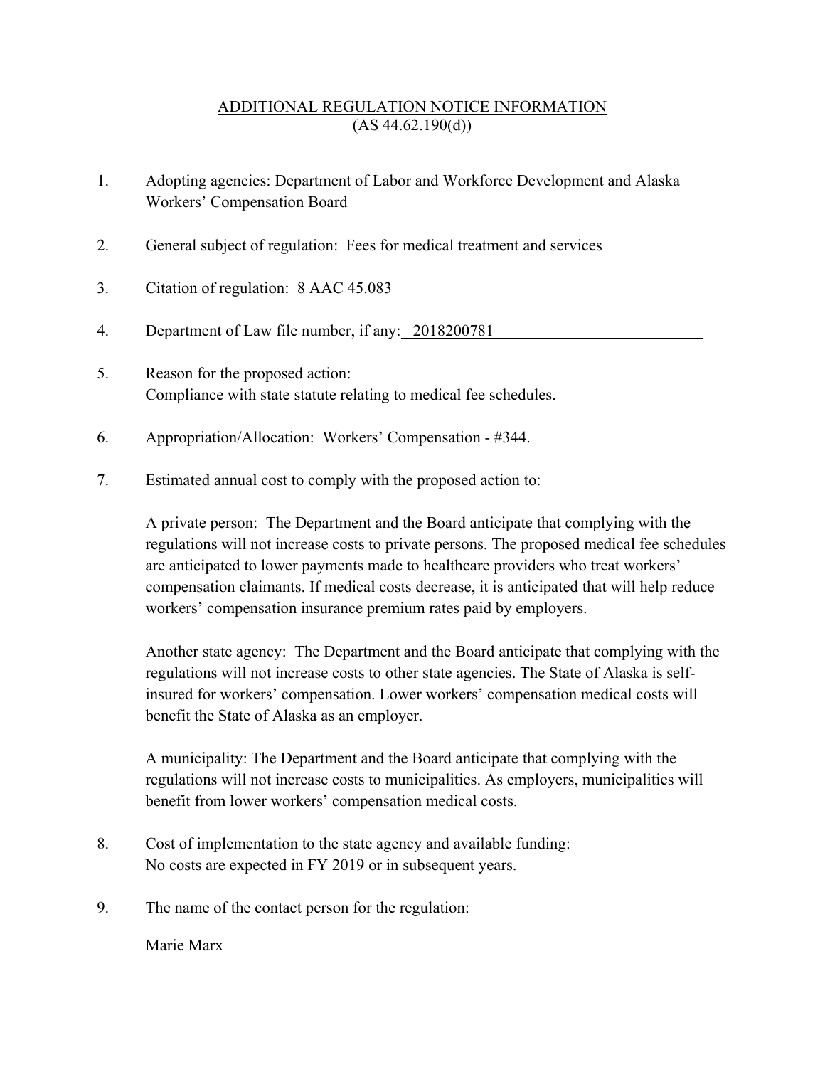# ADDITIONAL REGULATION NOTICE INFORMATION
(AS 44.62.190(d))

1. Adopting agencies: Department of Labor and Workforce Development and Alaska Workers' Compensation Board

2. General subject of regulation: Fees for medical treatment and services

3. Citation of regulation: 8 AAC 45.083

4. Department of Law file number, if any: 2018200781

5. Reason for the proposed action:
   Compliance with state statute relating to medical fee schedules.

6. Appropriation/Allocation: Workers' Compensation - #344.

7. Estimated annual cost to comply with the proposed action to:

   A private person: The Department and the Board anticipate that complying with the regulations will not increase costs to private persons. The proposed medical fee schedules are anticipated to lower payments made to healthcare providers who treat workers' compensation claimants. If medical costs decrease, it is anticipated that will help reduce workers' compensation insurance premium rates paid by employers.

   Another state agency: The Department and the Board anticipate that complying with the regulations will not increase costs to other state agencies. The State of Alaska is self-insured for workers' compensation. Lower workers' compensation medical costs will benefit the State of Alaska as an employer.

   A municipality: The Department and the Board anticipate that complying with the regulations will not increase costs to municipalities. As employers, municipalities will benefit from lower workers' compensation medical costs.

8. Cost of implementation to the state agency and available funding:
   No costs are expected in FY 2019 or in subsequent years.

9. The name of the contact person for the regulation:

   Marie Marx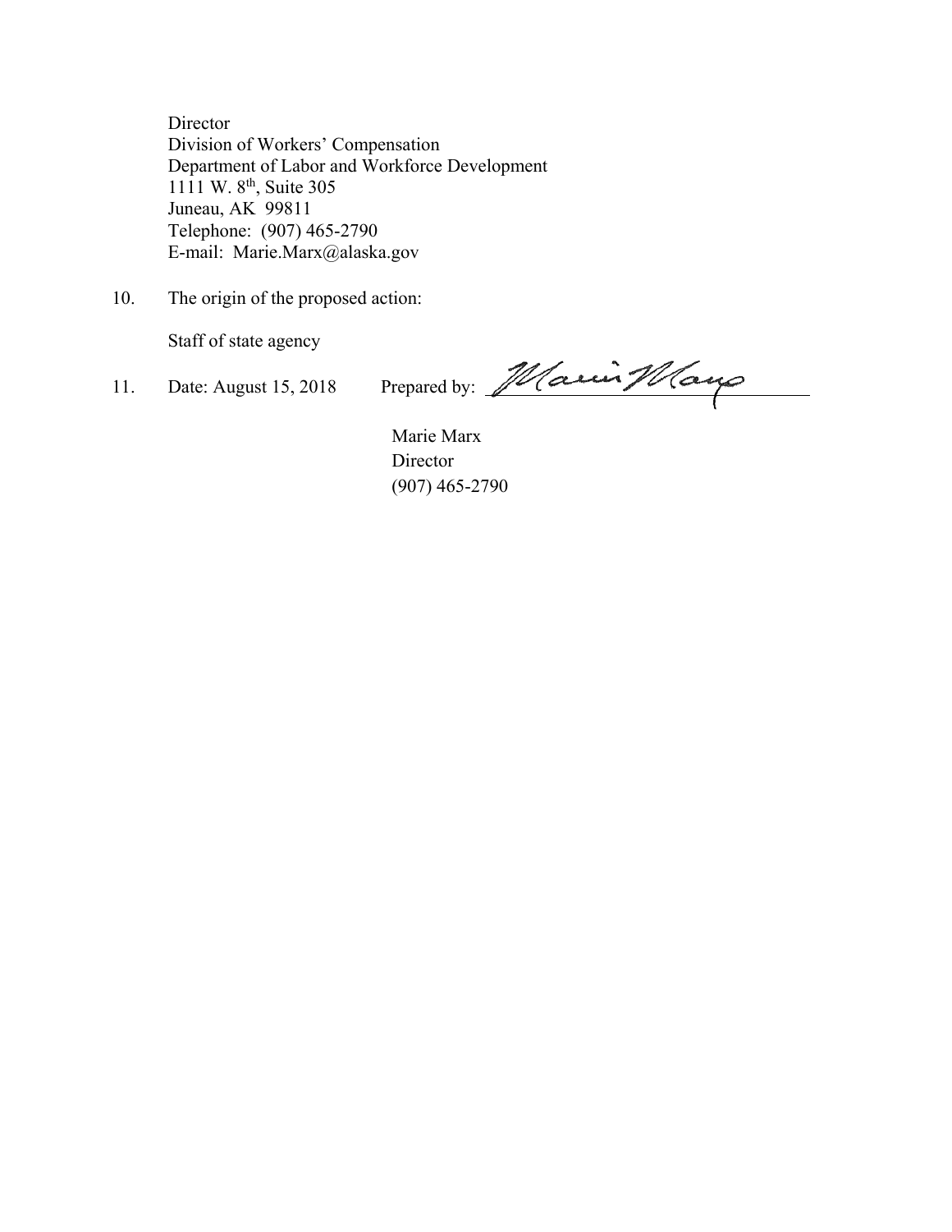Director
Division of Workers' Compensation
Department of Labor and Workforce Development
1111 W. 8th, Suite 305
Juneau, AK 99811
Telephone: (907) 465-2790
E-mail: Marie.Marx@alaska.gov

10. The origin of the proposed action:

    Staff of state agency

11. Date: August 15, 2018 Prepared by: ______________________

    Marie Marx
    Director
    (907) 465-2790